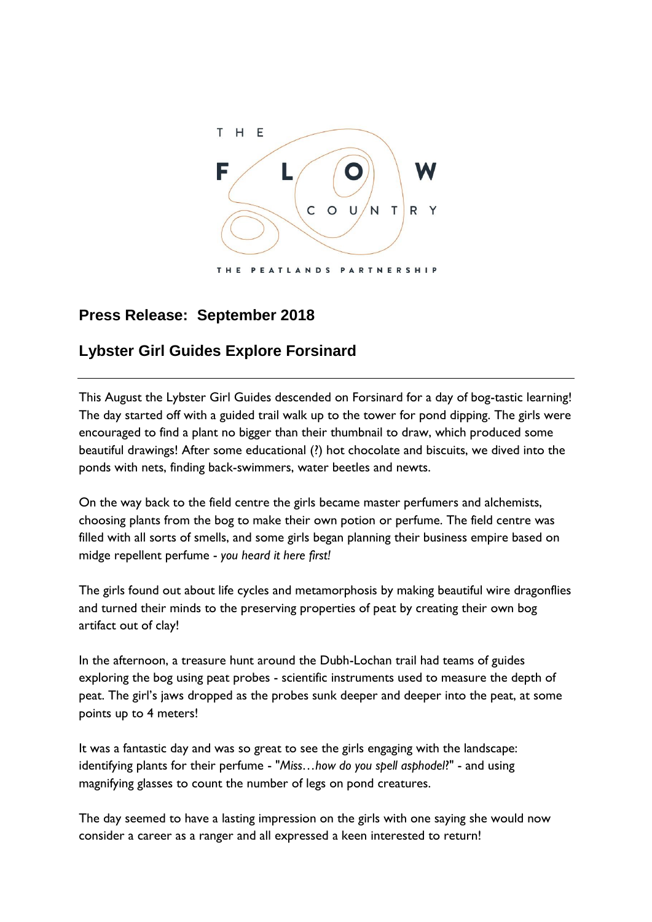THE FLOW COUNTRY

THE PEATLANDS PARTNERSHIP

## Press Release: September 2018

## Lybster Girl Guides Explore Forsinard

---

This August the Lybster Girl Guides descended on Forsinard for a day of bog-tastic learning! The day started off with a guided trail walk up to the tower for pond dipping. The girls were encouraged to find a plant no bigger than their thumbnail to draw, which produced some beautiful drawings! After some educational (?) hot chocolate and biscuits, we dived into the ponds with nets, finding back-swimmers, water beetles and newts.

On the way back to the field centre the girls became master perfumers and alchemists, choosing plants from the bog to make their own potion or perfume. The field centre was filled with all sorts of smells, and some girls began planning their business empire based on midge repellent perfume - *you heard it here first!*

The girls found out about life cycles and metamorphosis by making beautiful wire dragonflies and turned their minds to the preserving properties of peat by creating their own bog artifact out of clay!

In the afternoon, a treasure hunt around the Dubh-Lochan trail had teams of guides exploring the bog using peat probes - scientific instruments used to measure the depth of peat. The girl's jaws dropped as the probes sunk deeper and deeper into the peat, at some points up to 4 meters!

It was a fantastic day and was so great to see the girls engaging with the landscape: identifying plants for their perfume - "*Miss…how do you spell asphodel?*" - and using magnifying glasses to count the number of legs on pond creatures.

The day seemed to have a lasting impression on the girls with one saying she would now consider a career as a ranger and all expressed a keen interested to return!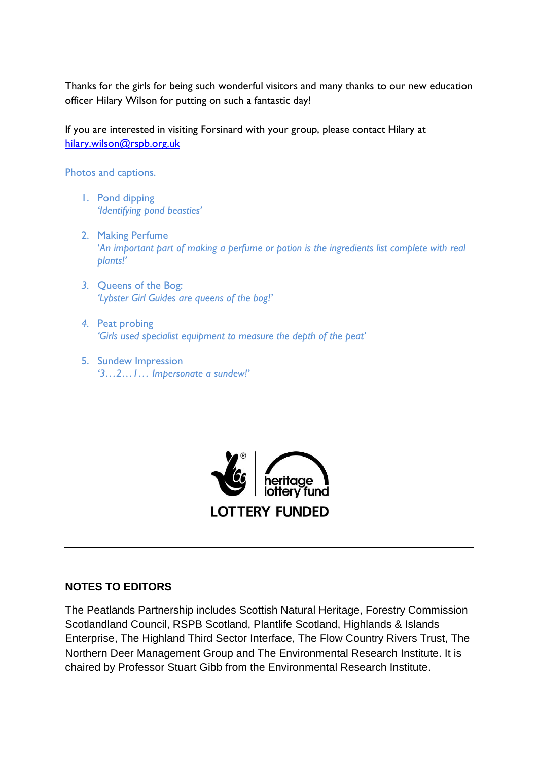Thanks for the girls for being such wonderful visitors and many thanks to our new education officer Hilary Wilson for putting on such a fantastic day!

If you are interested in visiting Forsinard with your group, please contact Hilary at hilary.wilson@rspb.org.uk

Photos and captions.

1. Pond dipping
   *'Identifying pond beasties'*

2. Making Perfume
   *'An important part of making a perfume or potion is the ingredients list complete with real plants!'*

3. Queens of the Bog:
   *'Lybster Girl Guides are queens of the bog!'*

4. Peat probing
   *'Girls used specialist equipment to measure the depth of the peat'*

5. Sundew Impression
   *'3…2…1… Impersonate a sundew!'*

heritage lottery fund

LOTTERY FUNDED

---

**NOTES TO EDITORS**

The Peatlands Partnership includes Scottish Natural Heritage, Forestry Commission Scotlandland Council, RSPB Scotland, Plantlife Scotland, Highlands & Islands Enterprise, The Highland Third Sector Interface, The Flow Country Rivers Trust, The Northern Deer Management Group and The Environmental Research Institute. It is chaired by Professor Stuart Gibb from the Environmental Research Institute.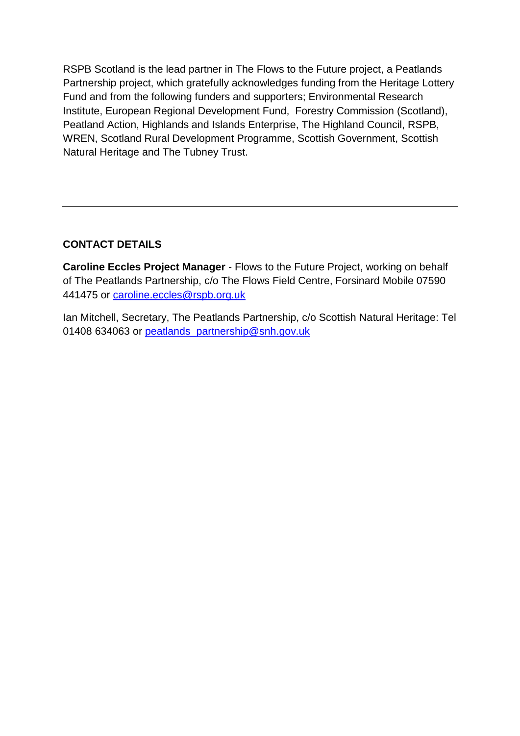RSPB Scotland is the lead partner in The Flows to the Future project, a Peatlands Partnership project, which gratefully acknowledges funding from the Heritage Lottery Fund and from the following funders and supporters; Environmental Research Institute, European Regional Development Fund, Forestry Commission (Scotland), Peatland Action, Highlands and Islands Enterprise, The Highland Council, RSPB, WREN, Scotland Rural Development Programme, Scottish Government, Scottish Natural Heritage and The Tubney Trust.

---

**CONTACT DETAILS**

**Caroline Eccles Project Manager** - Flows to the Future Project, working on behalf of The Peatlands Partnership, c/o The Flows Field Centre, Forsinard Mobile 07590 441475 or caroline.eccles@rspb.org.uk

Ian Mitchell, Secretary, The Peatlands Partnership, c/o Scottish Natural Heritage: Tel 01408 634063 or peatlands_partnership@snh.gov.uk